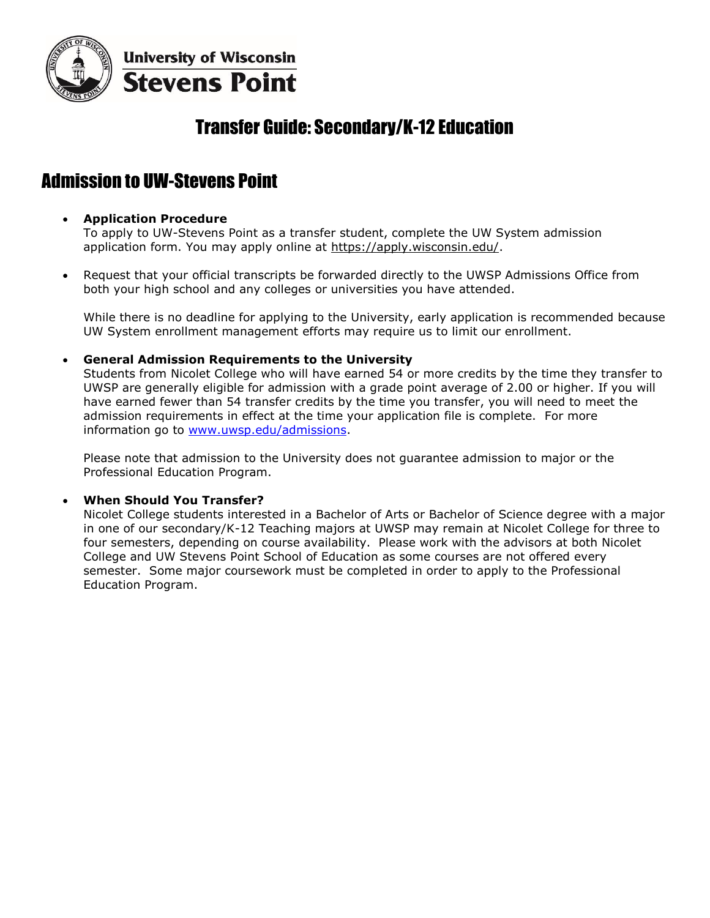University of Wisconsin
Stevens Point

# Transfer Guide: Secondary/K-12 Education

## Admission to UW-Stevens Point

- **Application Procedure**
  To apply to UW-Stevens Point as a transfer student, complete the UW System admission application form. You may apply online at https://apply.wisconsin.edu/.

- Request that your official transcripts be forwarded directly to the UWSP Admissions Office from both your high school and any colleges or universities you have attended.

  While there is no deadline for applying to the University, early application is recommended because UW System enrollment management efforts may require us to limit our enrollment.

- **General Admission Requirements to the University**
  Students from Nicolet College who will have earned 54 or more credits by the time they transfer to UWSP are generally eligible for admission with a grade point average of 2.00 or higher. If you will have earned fewer than 54 transfer credits by the time you transfer, you will need to meet the admission requirements in effect at the time your application file is complete. For more information go to www.uwsp.edu/admissions.

  Please note that admission to the University does not guarantee admission to major or the Professional Education Program.

- **When Should You Transfer?**
  Nicolet College students interested in a Bachelor of Arts or Bachelor of Science degree with a major in one of our secondary/K-12 Teaching majors at UWSP may remain at Nicolet College for three to four semesters, depending on course availability. Please work with the advisors at both Nicolet College and UW Stevens Point School of Education as some courses are not offered every semester. Some major coursework must be completed in order to apply to the Professional Education Program.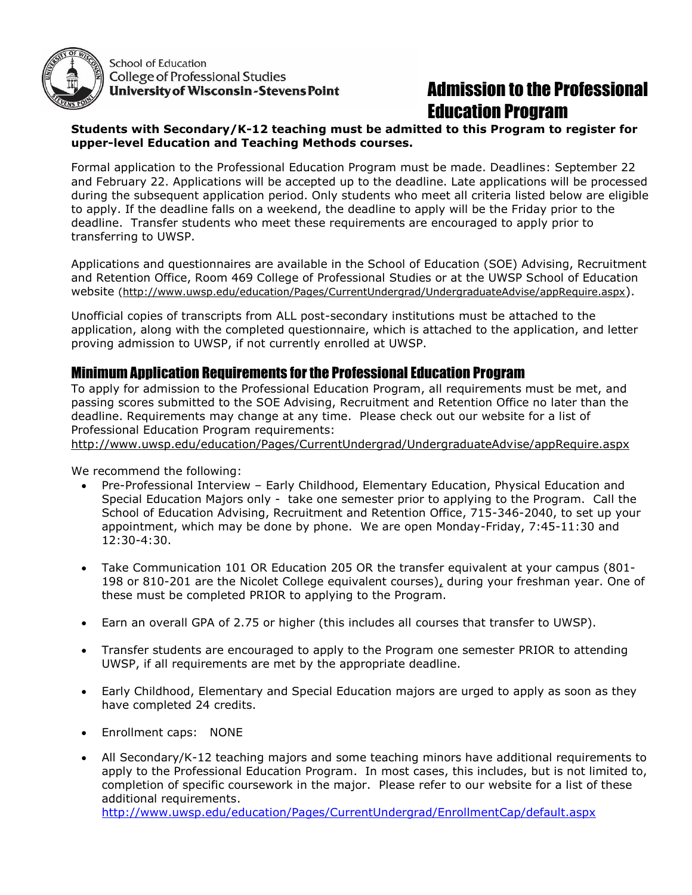School of Education
College of Professional Studies
University of Wisconsin-Stevens Point

# Admission to the Professional Education Program

**Students with Secondary/K-12 teaching must be admitted to this Program to register for upper-level Education and Teaching Methods courses.**

Formal application to the Professional Education Program must be made. Deadlines: September 22 and February 22. Applications will be accepted up to the deadline. Late applications will be processed during the subsequent application period. Only students who meet all criteria listed below are eligible to apply. If the deadline falls on a weekend, the deadline to apply will be the Friday prior to the deadline. Transfer students who meet these requirements are encouraged to apply prior to transferring to UWSP.

Applications and questionnaires are available in the School of Education (SOE) Advising, Recruitment and Retention Office, Room 469 College of Professional Studies or at the UWSP School of Education website (http://www.uwsp.edu/education/Pages/CurrentUndergrad/UndergraduateAdvise/appRequire.aspx).

Unofficial copies of transcripts from ALL post-secondary institutions must be attached to the application, along with the completed questionnaire, which is attached to the application, and letter proving admission to UWSP, if not currently enrolled at UWSP.

## Minimum Application Requirements for the Professional Education Program

To apply for admission to the Professional Education Program, all requirements must be met, and passing scores submitted to the SOE Advising, Recruitment and Retention Office no later than the deadline. Requirements may change at any time. Please check out our website for a list of Professional Education Program requirements:
http://www.uwsp.edu/education/Pages/CurrentUndergrad/UndergraduateAdvise/appRequire.aspx

We recommend the following:

- Pre-Professional Interview – Early Childhood, Elementary Education, Physical Education and Special Education Majors only - take one semester prior to applying to the Program. Call the School of Education Advising, Recruitment and Retention Office, 715-346-2040, to set up your appointment, which may be done by phone. We are open Monday-Friday, 7:45-11:30 and 12:30-4:30.
- Take Communication 101 OR Education 205 OR the transfer equivalent at your campus (801-198 or 810-201 are the Nicolet College equivalent courses), during your freshman year. One of these must be completed PRIOR to applying to the Program.
- Earn an overall GPA of 2.75 or higher (this includes all courses that transfer to UWSP).
- Transfer students are encouraged to apply to the Program one semester PRIOR to attending UWSP, if all requirements are met by the appropriate deadline.
- Early Childhood, Elementary and Special Education majors are urged to apply as soon as they have completed 24 credits.
- Enrollment caps: NONE
- All Secondary/K-12 teaching majors and some teaching minors have additional requirements to apply to the Professional Education Program. In most cases, this includes, but is not limited to, completion of specific coursework in the major. Please refer to our website for a list of these additional requirements.
  http://www.uwsp.edu/education/Pages/CurrentUndergrad/EnrollmentCap/default.aspx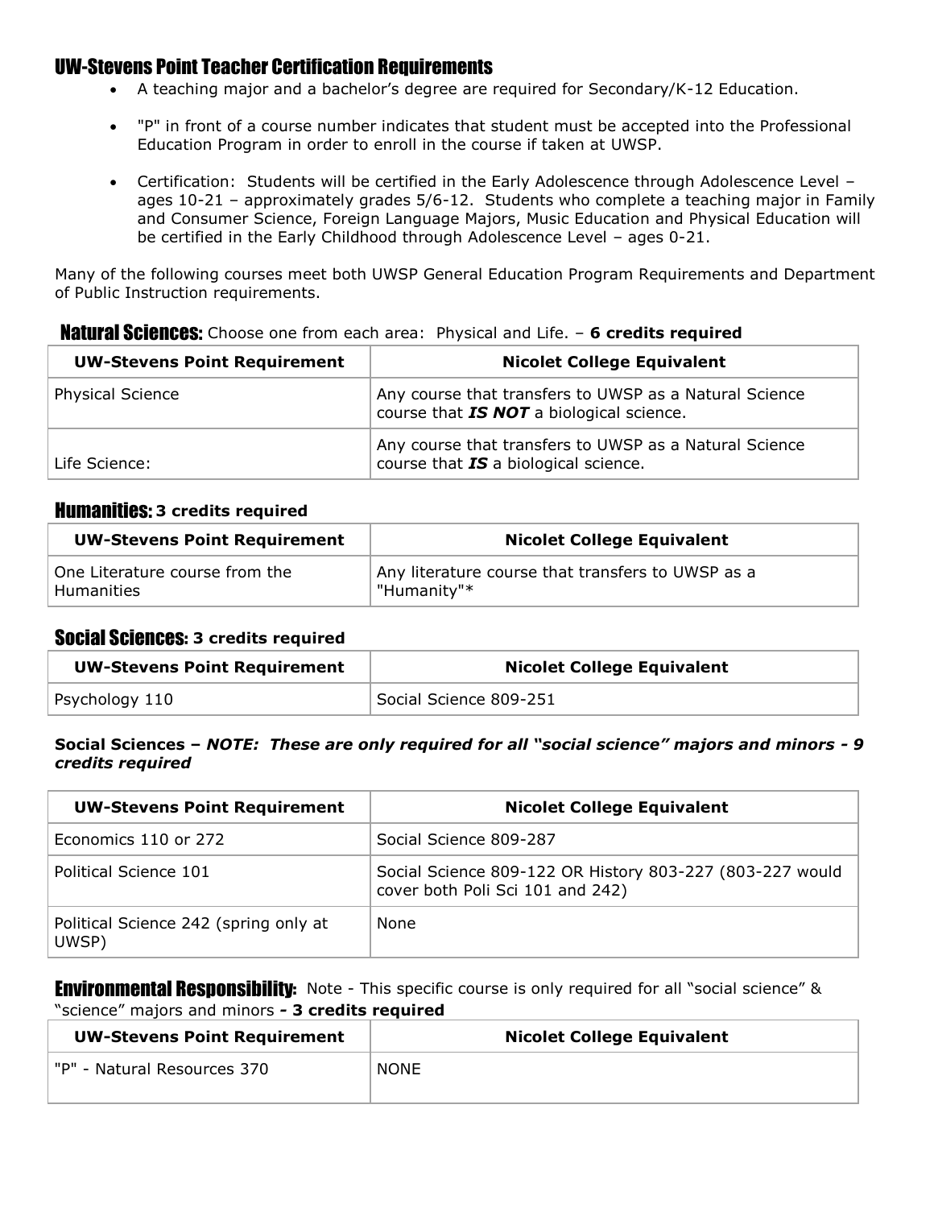## UW-Stevens Point Teacher Certification Requirements

- A teaching major and a bachelor's degree are required for Secondary/K-12 Education.
- "P" in front of a course number indicates that student must be accepted into the Professional Education Program in order to enroll in the course if taken at UWSP.
- Certification: Students will be certified in the Early Adolescence through Adolescence Level – ages 10-21 – approximately grades 5/6-12. Students who complete a teaching major in Family and Consumer Science, Foreign Language Majors, Music Education and Physical Education will be certified in the Early Childhood through Adolescence Level – ages 0-21.

Many of the following courses meet both UWSP General Education Program Requirements and Department of Public Instruction requirements.

### Natural Sciences: Choose one from each area: Physical and Life. – **6 credits required**

| UW-Stevens Point Requirement | Nicolet College Equivalent |
|---|---|
| Physical Science | Any course that transfers to UWSP as a Natural Science course that ***IS NOT*** a biological science. |
| Life Science: | Any course that transfers to UWSP as a Natural Science course that ***IS*** a biological science. |

### Humanities: **3 credits required**

| UW-Stevens Point Requirement | Nicolet College Equivalent |
|---|---|
| One Literature course from the Humanities | Any literature course that transfers to UWSP as a "Humanity"* |

### Social Sciences: **3 credits required**

| UW-Stevens Point Requirement | Nicolet College Equivalent |
|---|---|
| Psychology 110 | Social Science 809-251 |

**Social Sciences – *NOTE: These are only required for all "social science" majors and minors - 9 credits required***

| UW-Stevens Point Requirement | Nicolet College Equivalent |
|---|---|
| Economics 110 or 272 | Social Science 809-287 |
| Political Science 101 | Social Science 809-122 OR History 803-227 (803-227 would cover both Poli Sci 101 and 242) |
| Political Science 242 (spring only at UWSP) | None |

### Environmental Responsibility: Note - This specific course is only required for all "social science" & "science" majors and minors **- 3 credits required**

| UW-Stevens Point Requirement | Nicolet College Equivalent |
|---|---|
| "P" - Natural Resources 370 | NONE |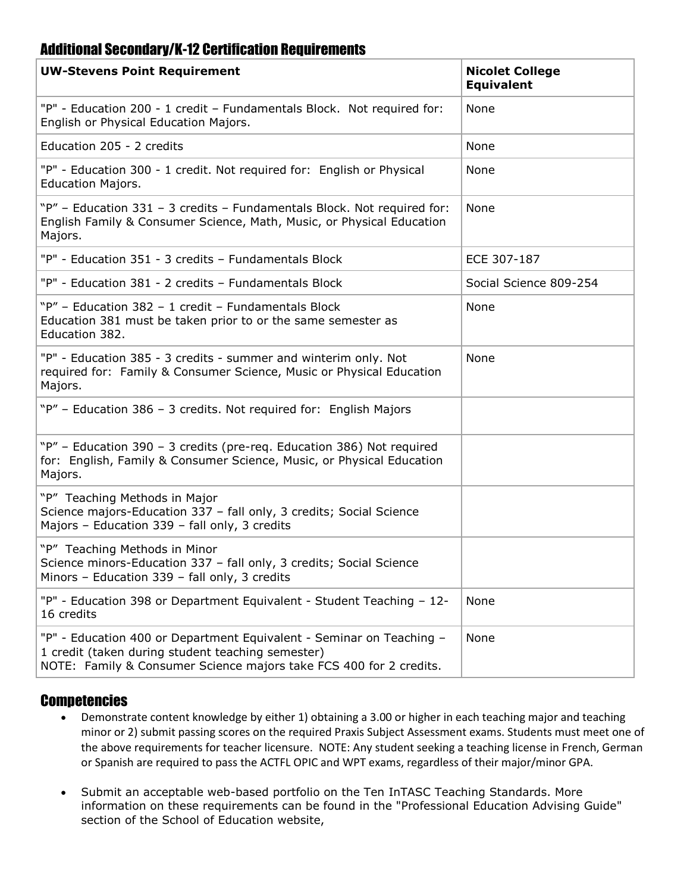## Additional Secondary/K-12 Certification Requirements

| UW-Stevens Point Requirement | Nicolet College Equivalent |
|---|---|
| "P" - Education 200 - 1 credit – Fundamentals Block. Not required for: English or Physical Education Majors. | None |
| Education 205 - 2 credits | None |
| "P" - Education 300 - 1 credit. Not required for: English or Physical Education Majors. | None |
| "P" – Education 331 – 3 credits – Fundamentals Block. Not required for: English Family & Consumer Science, Math, Music, or Physical Education Majors. | None |
| "P" - Education 351 - 3 credits – Fundamentals Block | ECE 307-187 |
| "P" - Education 381 - 2 credits – Fundamentals Block | Social Science 809-254 |
| "P" – Education 382 – 1 credit – Fundamentals Block<br>Education 381 must be taken prior to or the same semester as Education 382. | None |
| "P" - Education 385 - 3 credits - summer and winterim only. Not required for: Family & Consumer Science, Music or Physical Education Majors. | None |
| "P" – Education 386 – 3 credits. Not required for: English Majors | |
| "P" – Education 390 – 3 credits (pre-req. Education 386) Not required for: English, Family & Consumer Science, Music, or Physical Education Majors. | |
| "P" Teaching Methods in Major<br>Science majors-Education 337 – fall only, 3 credits; Social Science Majors – Education 339 – fall only, 3 credits | |
| "P" Teaching Methods in Minor<br>Science minors-Education 337 – fall only, 3 credits; Social Science Minors – Education 339 – fall only, 3 credits | |
| "P" - Education 398 or Department Equivalent - Student Teaching – 12-16 credits | None |
| "P" - Education 400 or Department Equivalent - Seminar on Teaching – 1 credit (taken during student teaching semester)<br>NOTE: Family & Consumer Science majors take FCS 400 for 2 credits. | None |

## Competencies

- Demonstrate content knowledge by either 1) obtaining a 3.00 or higher in each teaching major and teaching minor or 2) submit passing scores on the required Praxis Subject Assessment exams. Students must meet one of the above requirements for teacher licensure. NOTE: Any student seeking a teaching license in French, German or Spanish are required to pass the ACTFL OPIC and WPT exams, regardless of their major/minor GPA.
- Submit an acceptable web-based portfolio on the Ten InTASC Teaching Standards. More information on these requirements can be found in the "Professional Education Advising Guide" section of the School of Education website,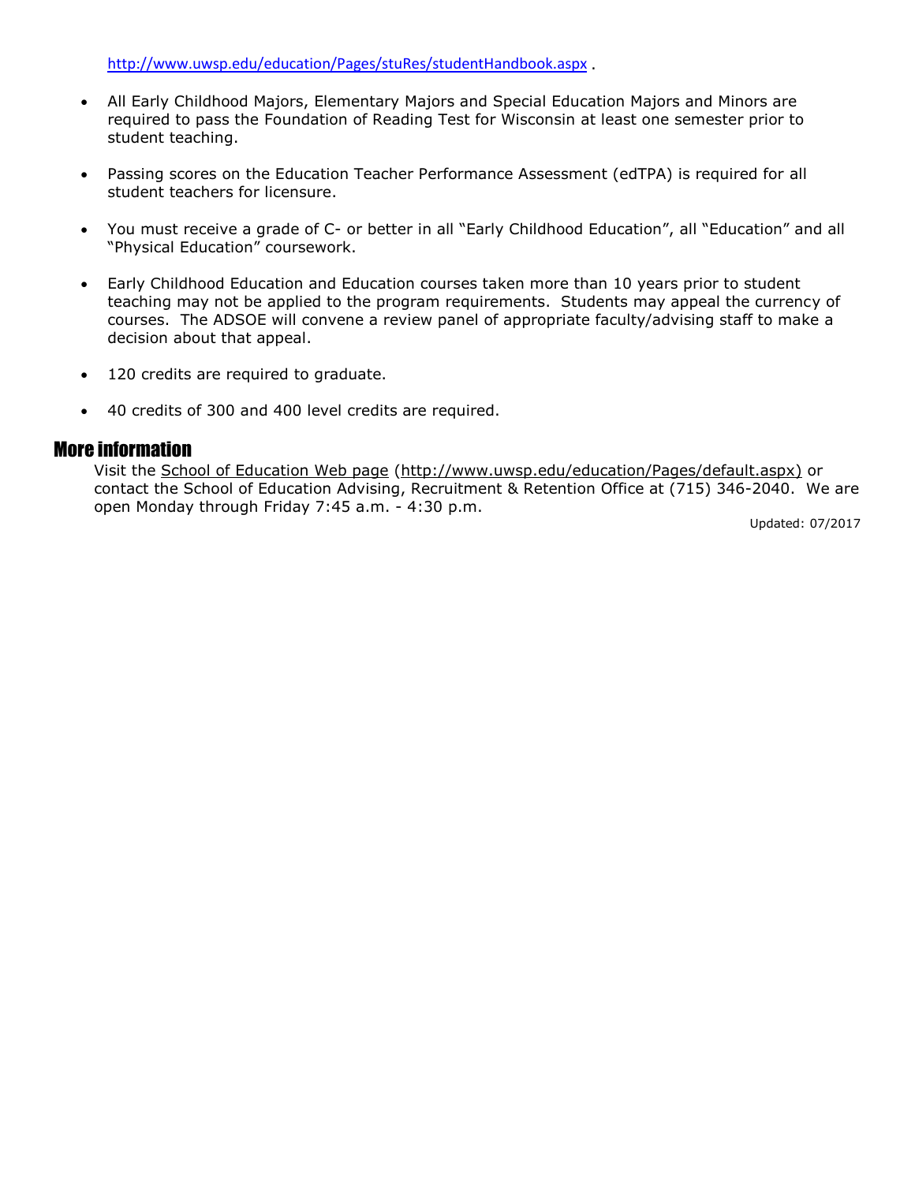http://www.uwsp.edu/education/Pages/stuRes/studentHandbook.aspx .

- All Early Childhood Majors, Elementary Majors and Special Education Majors and Minors are required to pass the Foundation of Reading Test for Wisconsin at least one semester prior to student teaching.
- Passing scores on the Education Teacher Performance Assessment (edTPA) is required for all student teachers for licensure.
- You must receive a grade of C- or better in all "Early Childhood Education", all "Education" and all "Physical Education" coursework.
- Early Childhood Education and Education courses taken more than 10 years prior to student teaching may not be applied to the program requirements. Students may appeal the currency of courses. The ADSOE will convene a review panel of appropriate faculty/advising staff to make a decision about that appeal.
- 120 credits are required to graduate.
- 40 credits of 300 and 400 level credits are required.

## More information

Visit the School of Education Web page (http://www.uwsp.edu/education/Pages/default.aspx) or contact the School of Education Advising, Recruitment & Retention Office at (715) 346-2040. We are open Monday through Friday 7:45 a.m. - 4:30 p.m.

Updated: 07/2017